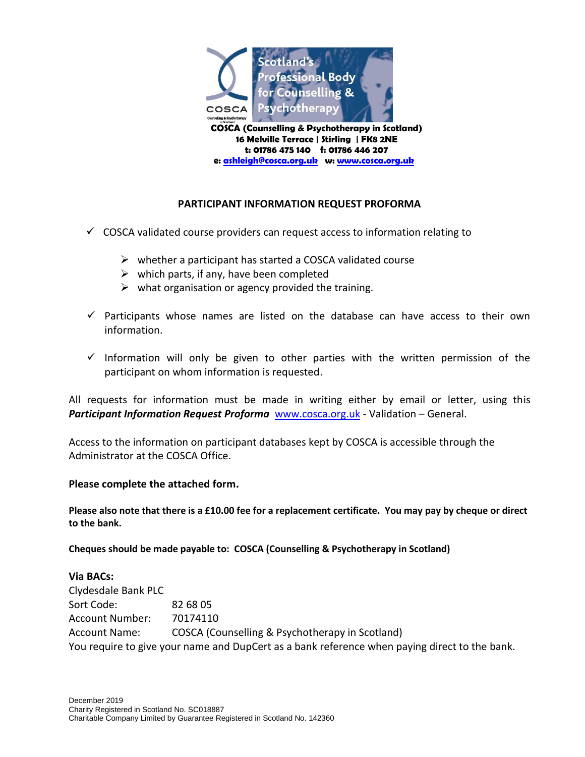Scotland's Professional Body for Counselling & Psychotherapy

COSCA

**COSCA (Counselling & Psychotherapy in Scotland)**
**16 Melville Terrace | Stirling | FK8 2NE**
**t: 01786 475 140 f: 01786 446 207**
**e: ashleigh@cosca.org.uk w: www.cosca.org.uk**

## PARTICIPANT INFORMATION REQUEST PROFORMA

- ✓ COSCA validated course providers can request access to information relating to
  - ➢ whether a participant has started a COSCA validated course
  - ➢ which parts, if any, have been completed
  - ➢ what organisation or agency provided the training.
- ✓ Participants whose names are listed on the database can have access to their own information.
- ✓ Information will only be given to other parties with the written permission of the participant on whom information is requested.

All requests for information must be made in writing either by email or letter, using this ***Participant Information Request Proforma*** www.cosca.org.uk - Validation – General.

Access to the information on participant databases kept by COSCA is accessible through the Administrator at the COSCA Office.

**Please complete the attached form.**

**Please also note that there is a £10.00 fee for a replacement certificate. You may pay by cheque or direct to the bank.**

**Cheques should be made payable to: COSCA (Counselling & Psychotherapy in Scotland)**

**Via BACs:**
Clydesdale Bank PLC
Sort Code: 82 68 05
Account Number: 70174110
Account Name: COSCA (Counselling & Psychotherapy in Scotland)
You require to give your name and DupCert as a bank reference when paying direct to the bank.

December 2019
Charity Registered in Scotland No. SC018887
Charitable Company Limited by Guarantee Registered in Scotland No. 142360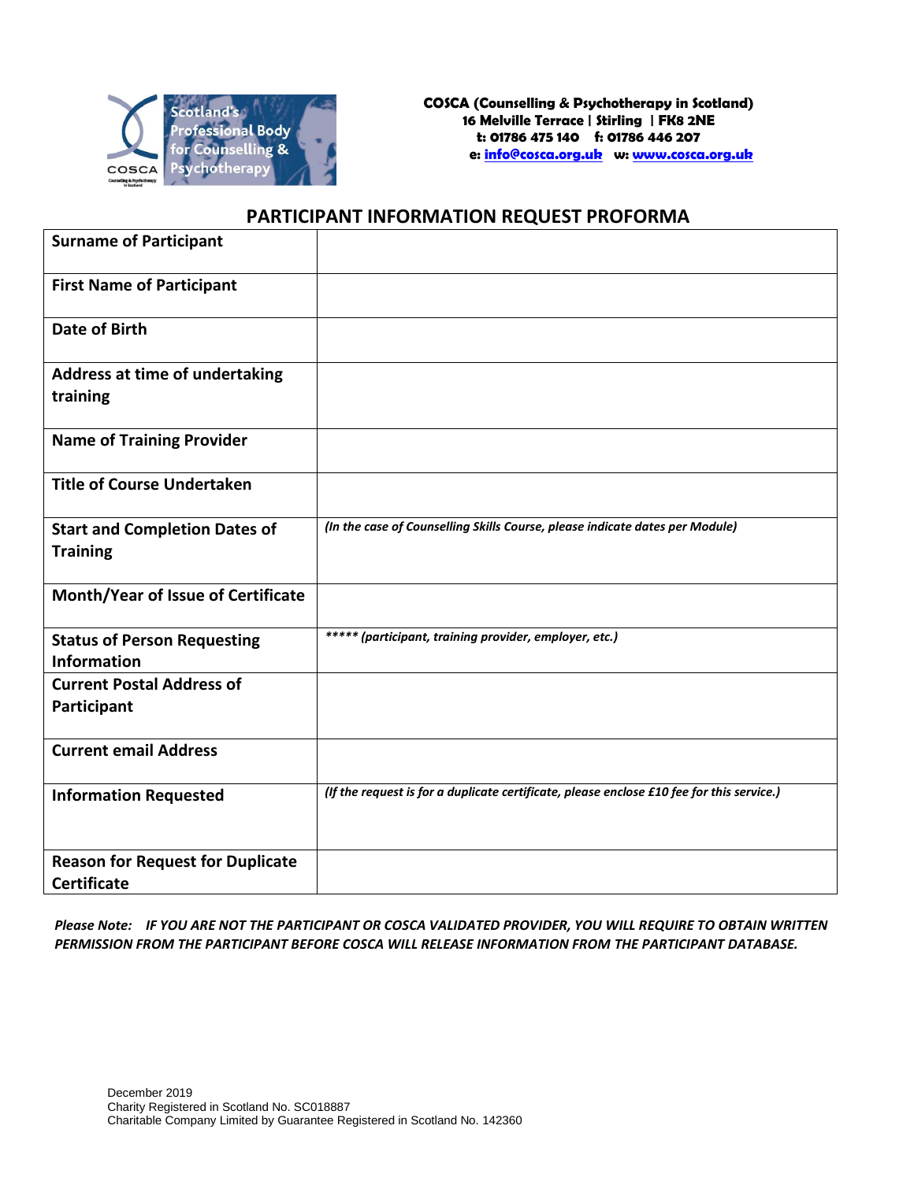**COSCA (Counselling & Psychotherapy in Scotland)**
**16 Melville Terrace | Stirling | FK8 2NE**
**t: 01786 475 140 f: 01786 446 207**
**e: info@cosca.org.uk w: www.cosca.org.uk**

## PARTICIPANT INFORMATION REQUEST PROFORMA

| | |
|---|---|
| **Surname of Participant** | |
| **First Name of Participant** | |
| **Date of Birth** | |
| **Address at time of undertaking training** | |
| **Name of Training Provider** | |
| **Title of Course Undertaken** | |
| **Start and Completion Dates of Training** | *(In the case of Counselling Skills Course, please indicate dates per Module)* |
| **Month/Year of Issue of Certificate** | |
| **Status of Person Requesting Information** | ***** *(participant, training provider, employer, etc.)* |
| **Current Postal Address of Participant** | |
| **Current email Address** | |
| **Information Requested** | *(If the request is for a duplicate certificate, please enclose £10 fee for this service.)* |
| **Reason for Request for Duplicate Certificate** | |

***Please Note: IF YOU ARE NOT THE PARTICIPANT OR COSCA VALIDATED PROVIDER, YOU WILL REQUIRE TO OBTAIN WRITTEN PERMISSION FROM THE PARTICIPANT BEFORE COSCA WILL RELEASE INFORMATION FROM THE PARTICIPANT DATABASE.***

December 2019
Charity Registered in Scotland No. SC018887
Charitable Company Limited by Guarantee Registered in Scotland No. 142360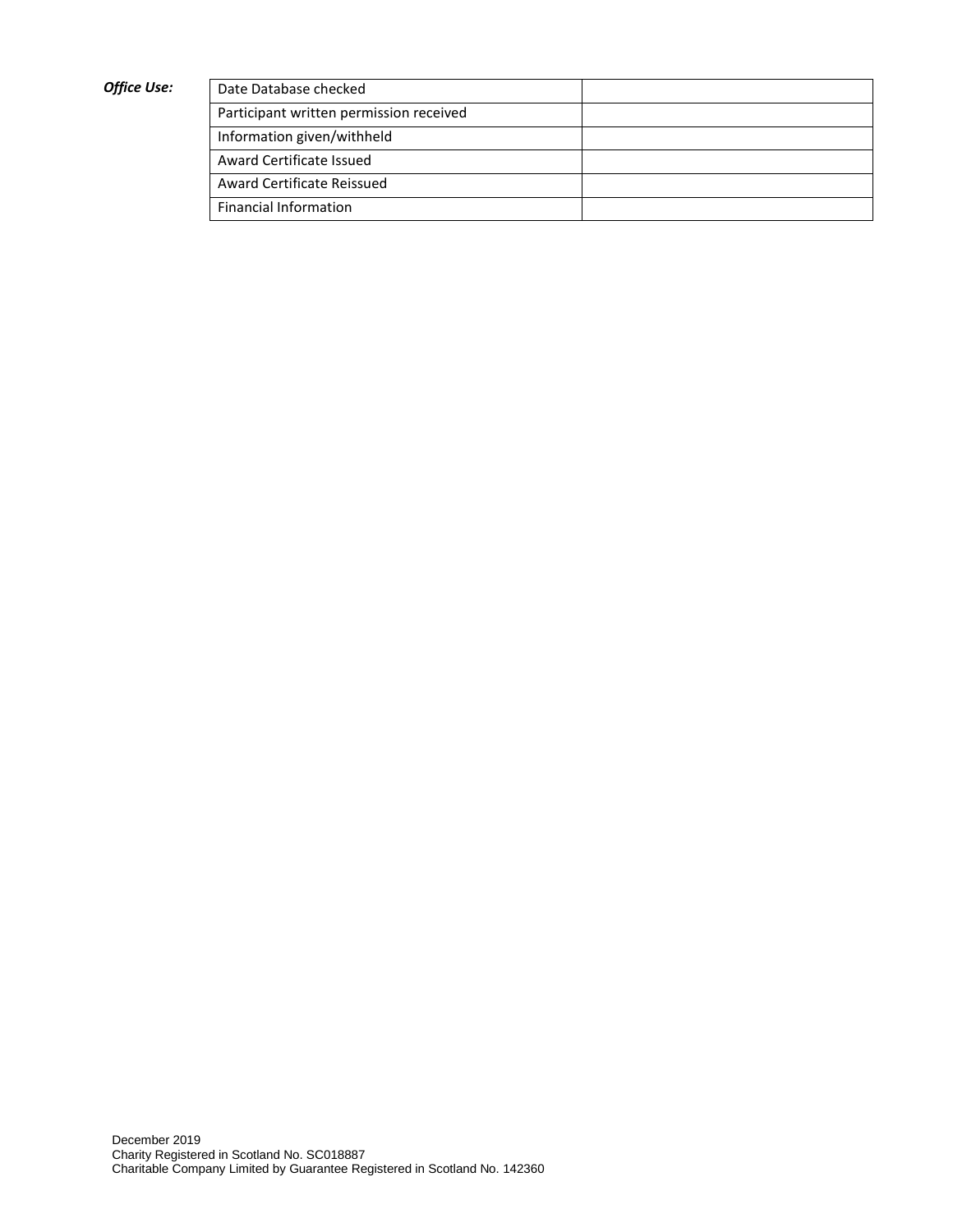***Office Use:***

| | |
|---|---|
| Date Database checked | |
| Participant written permission received | |
| Information given/withheld | |
| Award Certificate Issued | |
| Award Certificate Reissued | |
| Financial Information | |

December 2019
Charity Registered in Scotland No. SC018887
Charitable Company Limited by Guarantee Registered in Scotland No. 142360